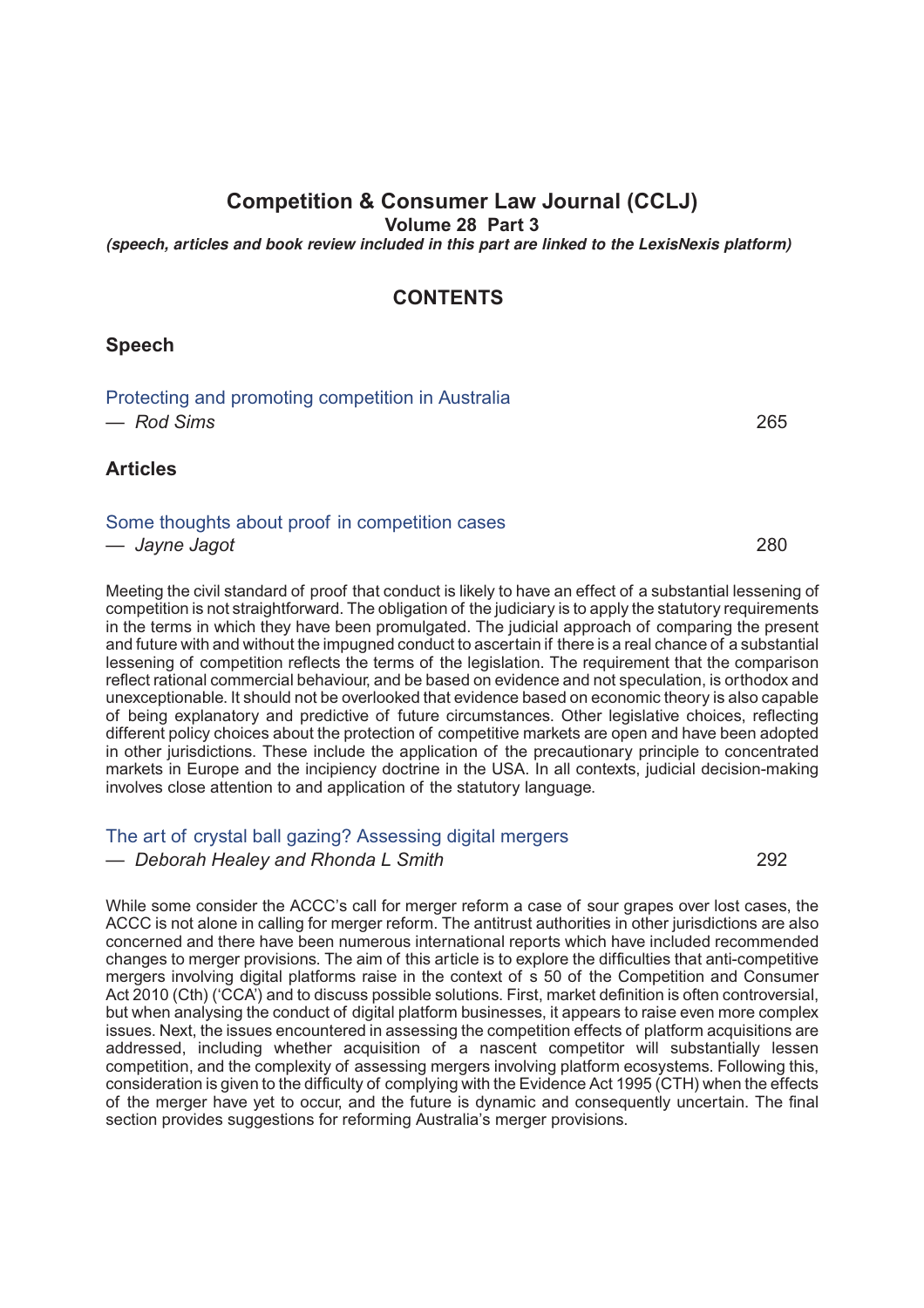# Competition & Consumer Law Journal (CCLJ)

**Volume 28 Part 3**

***(speech, articles and book review included in this part are linked to the LexisNexis platform)***

## CONTENTS

### Speech

Protecting and promoting competition in Australia
— *Rod Sims* 265

### Articles

Some thoughts about proof in competition cases
— *Jayne Jagot* 280

Meeting the civil standard of proof that conduct is likely to have an effect of a substantial lessening of competition is not straightforward. The obligation of the judiciary is to apply the statutory requirements in the terms in which they have been promulgated. The judicial approach of comparing the present and future with and without the impugned conduct to ascertain if there is a real chance of a substantial lessening of competition reflects the terms of the legislation. The requirement that the comparison reflect rational commercial behaviour, and be based on evidence and not speculation, is orthodox and unexceptionable. It should not be overlooked that evidence based on economic theory is also capable of being explanatory and predictive of future circumstances. Other legislative choices, reflecting different policy choices about the protection of competitive markets are open and have been adopted in other jurisdictions. These include the application of the precautionary principle to concentrated markets in Europe and the incipiency doctrine in the USA. In all contexts, judicial decision-making involves close attention to and application of the statutory language.

The art of crystal ball gazing? Assessing digital mergers
— *Deborah Healey and Rhonda L Smith* 292

While some consider the ACCC's call for merger reform a case of sour grapes over lost cases, the ACCC is not alone in calling for merger reform. The antitrust authorities in other jurisdictions are also concerned and there have been numerous international reports which have included recommended changes to merger provisions. The aim of this article is to explore the difficulties that anti-competitive mergers involving digital platforms raise in the context of s 50 of the Competition and Consumer Act 2010 (Cth) ('CCA') and to discuss possible solutions. First, market definition is often controversial, but when analysing the conduct of digital platform businesses, it appears to raise even more complex issues. Next, the issues encountered in assessing the competition effects of platform acquisitions are addressed, including whether acquisition of a nascent competitor will substantially lessen competition, and the complexity of assessing mergers involving platform ecosystems. Following this, consideration is given to the difficulty of complying with the Evidence Act 1995 (CTH) when the effects of the merger have yet to occur, and the future is dynamic and consequently uncertain. The final section provides suggestions for reforming Australia's merger provisions.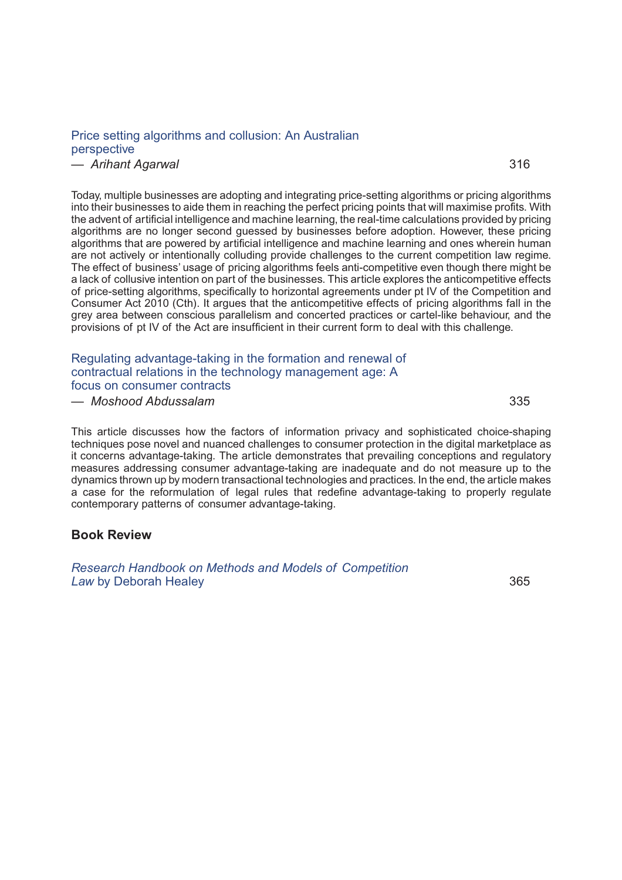Price setting algorithms and collusion: An Australian perspective
— *Arihant Agarwal* 316

Today, multiple businesses are adopting and integrating price-setting algorithms or pricing algorithms into their businesses to aide them in reaching the perfect pricing points that will maximise profits. With the advent of artificial intelligence and machine learning, the real-time calculations provided by pricing algorithms are no longer second guessed by businesses before adoption. However, these pricing algorithms that are powered by artificial intelligence and machine learning and ones wherein human are not actively or intentionally colluding provide challenges to the current competition law regime. The effect of business' usage of pricing algorithms feels anti-competitive even though there might be a lack of collusive intention on part of the businesses. This article explores the anticompetitive effects of price-setting algorithms, specifically to horizontal agreements under pt IV of the Competition and Consumer Act 2010 (Cth). It argues that the anticompetitive effects of pricing algorithms fall in the grey area between conscious parallelism and concerted practices or cartel-like behaviour, and the provisions of pt IV of the Act are insufficient in their current form to deal with this challenge.

Regulating advantage-taking in the formation and renewal of contractual relations in the technology management age: A focus on consumer contracts
— *Moshood Abdussalam* 335

This article discusses how the factors of information privacy and sophisticated choice-shaping techniques pose novel and nuanced challenges to consumer protection in the digital marketplace as it concerns advantage-taking. The article demonstrates that prevailing conceptions and regulatory measures addressing consumer advantage-taking are inadequate and do not measure up to the dynamics thrown up by modern transactional technologies and practices. In the end, the article makes a case for the reformulation of legal rules that redefine advantage-taking to properly regulate contemporary patterns of consumer advantage-taking.

## Book Review

*Research Handbook on Methods and Models of Competition Law* by Deborah Healey 365